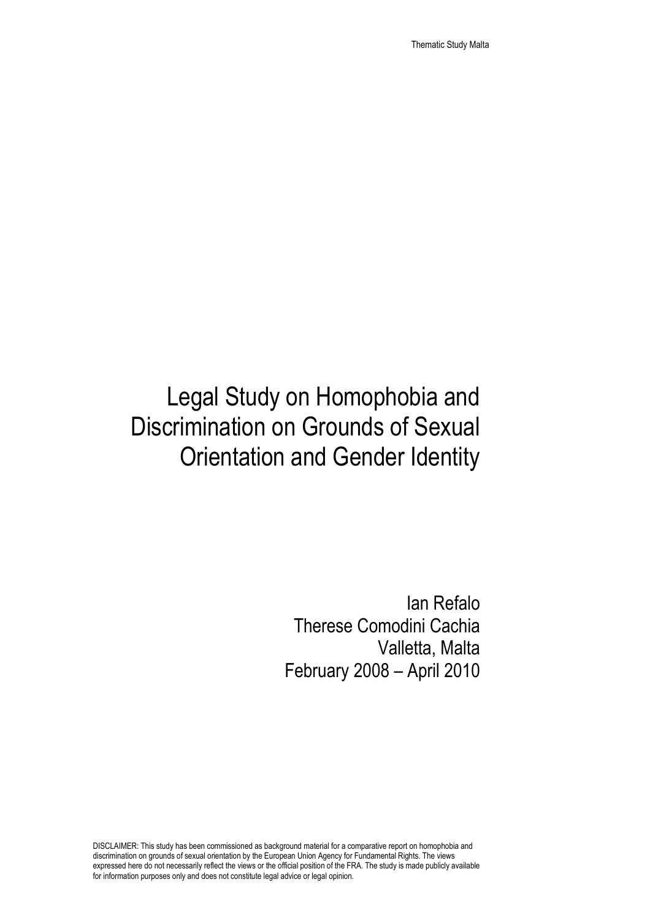# Legal Study on Homophobia and Discrimination on Grounds of Sexual Orientation and Gender Identity

Ian Refalo
Therese Comodini Cachia
Valletta, Malta
February 2008 – April 2010

DISCLAIMER: This study has been commissioned as background material for a comparative report on homophobia and discrimination on grounds of sexual orientation by the European Union Agency for Fundamental Rights. The views expressed here do not necessarily reflect the views or the official position of the FRA. The study is made publicly available for information purposes only and does not constitute legal advice or legal opinion.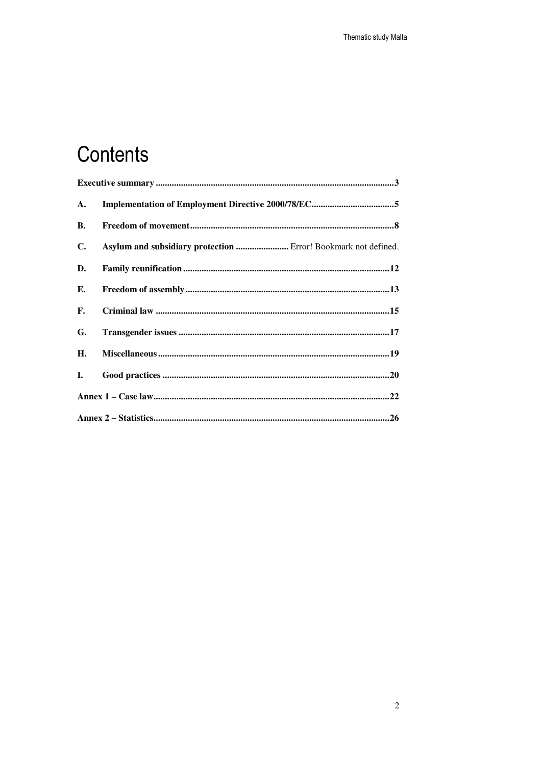# Contents

**Executive summary** .......................................................................................................3

**A. Implementation of Employment Directive 2000/78/EC**....................................5

**B. Freedom of movement**........................................................................................8

**C. Asylum and subsidiary protection** ....................... Error! Bookmark not defined.

**D. Family reunification**..........................................................................................12

**E. Freedom of assembly**........................................................................................13

**F. Criminal law** .....................................................................................................15

**G. Transgender issues** ...........................................................................................17

**H. Miscellaneous**....................................................................................................19

**I. Good practices** ...................................................................................................20

**Annex 1 – Case law**......................................................................................................22

**Annex 2 – Statistics**......................................................................................................26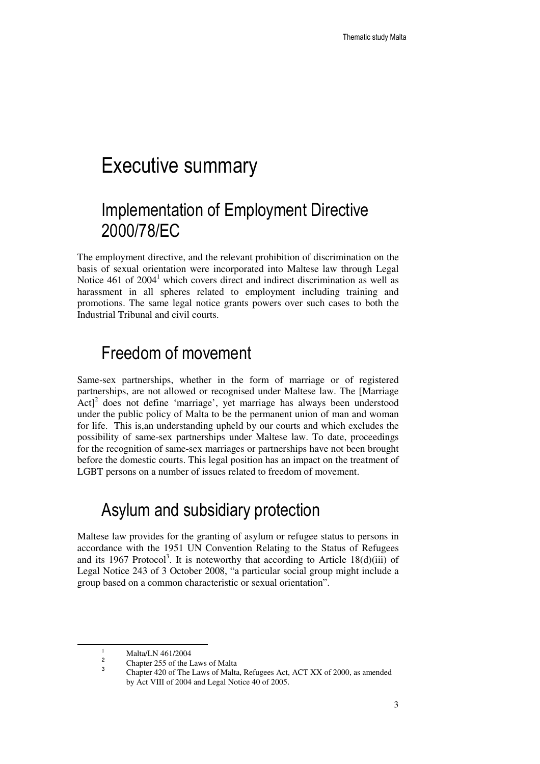# Executive summary

## Implementation of Employment Directive 2000/78/EC

The employment directive, and the relevant prohibition of discrimination on the basis of sexual orientation were incorporated into Maltese law through Legal Notice 461 of 2004[1] which covers direct and indirect discrimination as well as harassment in all spheres related to employment including training and promotions. The same legal notice grants powers over such cases to both the Industrial Tribunal and civil courts.

## Freedom of movement

Same-sex partnerships, whether in the form of marriage or of registered partnerships, are not allowed or recognised under Maltese law. The [Marriage Act][2] does not define 'marriage', yet marriage has always been understood under the public policy of Malta to be the permanent union of man and woman for life. This is,an understanding upheld by our courts and which excludes the possibility of same-sex partnerships under Maltese law. To date, proceedings for the recognition of same-sex marriages or partnerships have not been brought before the domestic courts. This legal position has an impact on the treatment of LGBT persons on a number of issues related to freedom of movement.

## Asylum and subsidiary protection

Maltese law provides for the granting of asylum or refugee status to persons in accordance with the 1951 UN Convention Relating to the Status of Refugees and its 1967 Protocol[3]. It is noteworthy that according to Article 18(d)(iii) of Legal Notice 243 of 3 October 2008, "a particular social group might include a group based on a common characteristic or sexual orientation".

---

[1] Malta/LN 461/2004

[2] Chapter 255 of the Laws of Malta

[3] Chapter 420 of The Laws of Malta, Refugees Act, ACT XX of 2000, as amended by Act VIII of 2004 and Legal Notice 40 of 2005.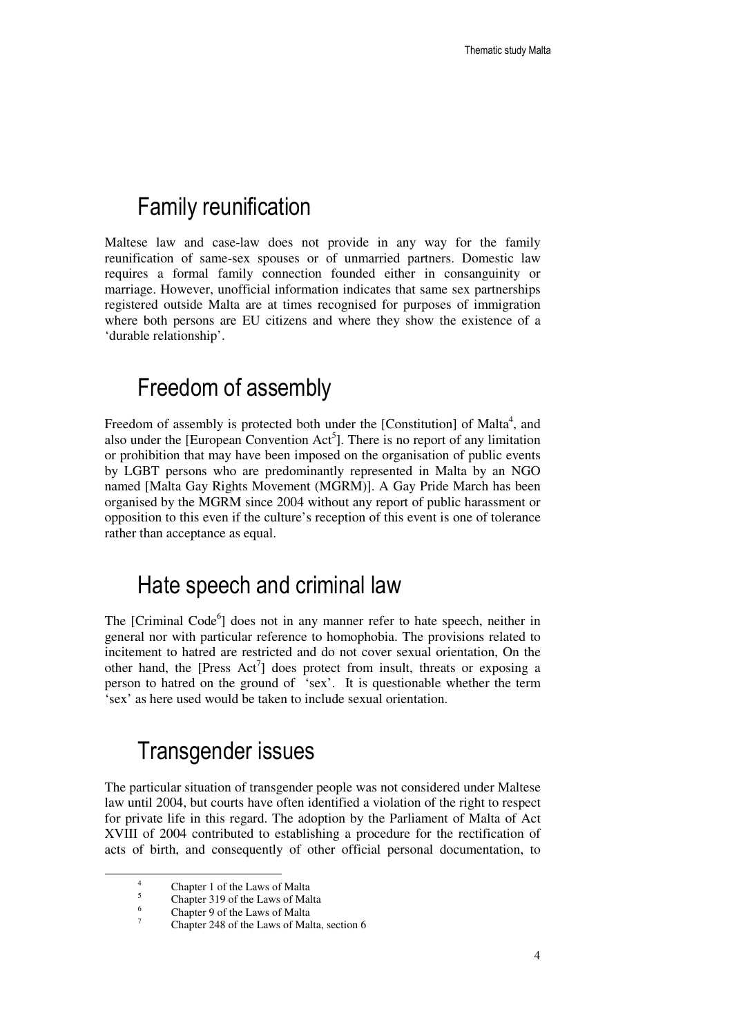## Family reunification

Maltese law and case-law does not provide in any way for the family reunification of same-sex spouses or of unmarried partners. Domestic law requires a formal family connection founded either in consanguinity or marriage. However, unofficial information indicates that same sex partnerships registered outside Malta are at times recognised for purposes of immigration where both persons are EU citizens and where they show the existence of a 'durable relationship'.

## Freedom of assembly

Freedom of assembly is protected both under the [Constitution] of Malta[4], and also under the [European Convention Act[5]]. There is no report of any limitation or prohibition that may have been imposed on the organisation of public events by LGBT persons who are predominantly represented in Malta by an NGO named [Malta Gay Rights Movement (MGRM)]. A Gay Pride March has been organised by the MGRM since 2004 without any report of public harassment or opposition to this even if the culture's reception of this event is one of tolerance rather than acceptance as equal.

## Hate speech and criminal law

The [Criminal Code[6]] does not in any manner refer to hate speech, neither in general nor with particular reference to homophobia. The provisions related to incitement to hatred are restricted and do not cover sexual orientation, On the other hand, the [Press Act[7]] does protect from insult, threats or exposing a person to hatred on the ground of 'sex'. It is questionable whether the term 'sex' as here used would be taken to include sexual orientation.

## Transgender issues

The particular situation of transgender people was not considered under Maltese law until 2004, but courts have often identified a violation of the right to respect for private life in this regard. The adoption by the Parliament of Malta of Act XVIII of 2004 contributed to establishing a procedure for the rectification of acts of birth, and consequently of other official personal documentation, to

---

[4] Chapter 1 of the Laws of Malta

[5] Chapter 319 of the Laws of Malta

[6] Chapter 9 of the Laws of Malta

[7] Chapter 248 of the Laws of Malta, section 6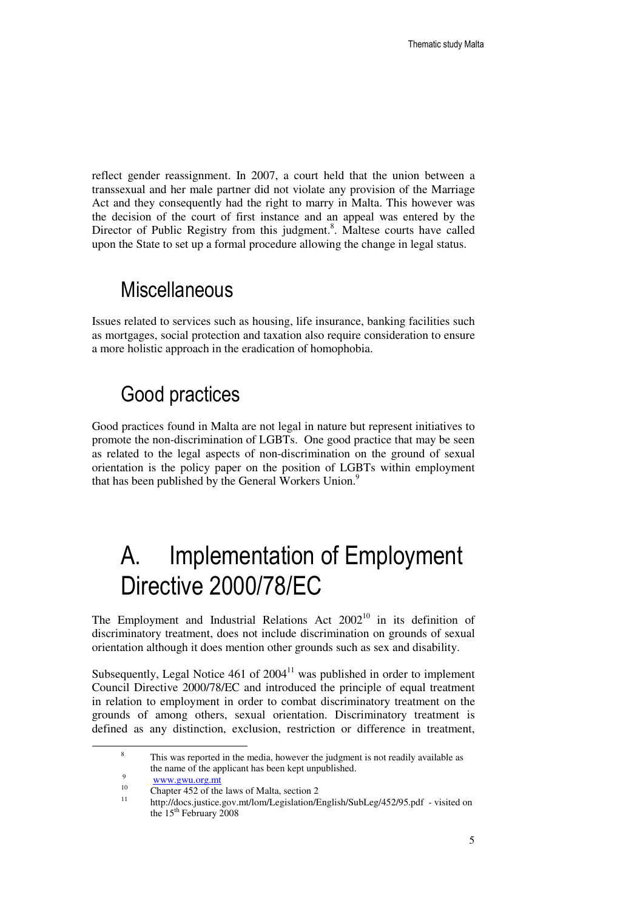reflect gender reassignment. In 2007, a court held that the union between a transsexual and her male partner did not violate any provision of the Marriage Act and they consequently had the right to marry in Malta. This however was the decision of the court of first instance and an appeal was entered by the Director of Public Registry from this judgment.[8]. Maltese courts have called upon the State to set up a formal procedure allowing the change in legal status.

## Miscellaneous

Issues related to services such as housing, life insurance, banking facilities such as mortgages, social protection and taxation also require consideration to ensure a more holistic approach in the eradication of homophobia.

## Good practices

Good practices found in Malta are not legal in nature but represent initiatives to promote the non-discrimination of LGBTs. One good practice that may be seen as related to the legal aspects of non-discrimination on the ground of sexual orientation is the policy paper on the position of LGBTs within employment that has been published by the General Workers Union.[9]

# A. Implementation of Employment Directive 2000/78/EC

The Employment and Industrial Relations Act 2002[10] in its definition of discriminatory treatment, does not include discrimination on grounds of sexual orientation although it does mention other grounds such as sex and disability.

Subsequently, Legal Notice 461 of 2004[11] was published in order to implement Council Directive 2000/78/EC and introduced the principle of equal treatment in relation to employment in order to combat discriminatory treatment on the grounds of among others, sexual orientation. Discriminatory treatment is defined as any distinction, exclusion, restriction or difference in treatment,

---

[8] This was reported in the media, however the judgment is not readily available as the name of the applicant has been kept unpublished.

[9] www.gwu.org.mt

[10] Chapter 452 of the laws of Malta, section 2

[11] http://docs.justice.gov.mt/lom/Legislation/English/SubLeg/452/95.pdf - visited on the 15th February 2008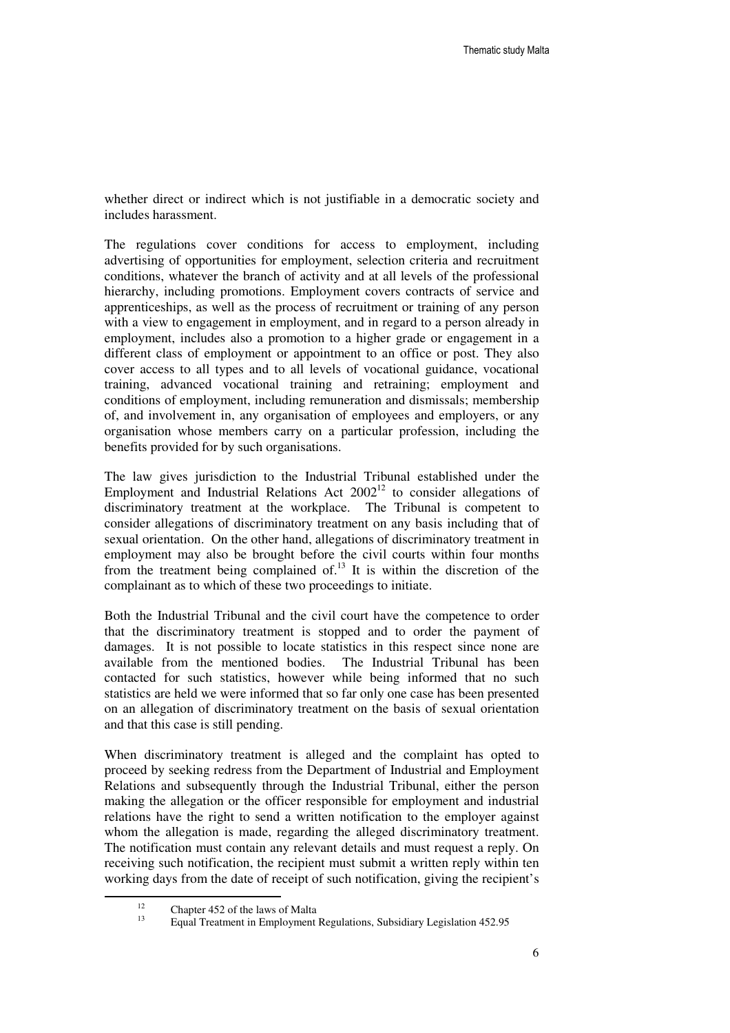whether direct or indirect which is not justifiable in a democratic society and includes harassment.

The regulations cover conditions for access to employment, including advertising of opportunities for employment, selection criteria and recruitment conditions, whatever the branch of activity and at all levels of the professional hierarchy, including promotions. Employment covers contracts of service and apprenticeships, as well as the process of recruitment or training of any person with a view to engagement in employment, and in regard to a person already in employment, includes also a promotion to a higher grade or engagement in a different class of employment or appointment to an office or post. They also cover access to all types and to all levels of vocational guidance, vocational training, advanced vocational training and retraining; employment and conditions of employment, including remuneration and dismissals; membership of, and involvement in, any organisation of employees and employers, or any organisation whose members carry on a particular profession, including the benefits provided for by such organisations.

The law gives jurisdiction to the Industrial Tribunal established under the Employment and Industrial Relations Act 2002[12] to consider allegations of discriminatory treatment at the workplace. The Tribunal is competent to consider allegations of discriminatory treatment on any basis including that of sexual orientation. On the other hand, allegations of discriminatory treatment in employment may also be brought before the civil courts within four months from the treatment being complained of.[13] It is within the discretion of the complainant as to which of these two proceedings to initiate.

Both the Industrial Tribunal and the civil court have the competence to order that the discriminatory treatment is stopped and to order the payment of damages. It is not possible to locate statistics in this respect since none are available from the mentioned bodies. The Industrial Tribunal has been contacted for such statistics, however while being informed that no such statistics are held we were informed that so far only one case has been presented on an allegation of discriminatory treatment on the basis of sexual orientation and that this case is still pending.

When discriminatory treatment is alleged and the complaint has opted to proceed by seeking redress from the Department of Industrial and Employment Relations and subsequently through the Industrial Tribunal, either the person making the allegation or the officer responsible for employment and industrial relations have the right to send a written notification to the employer against whom the allegation is made, regarding the alleged discriminatory treatment. The notification must contain any relevant details and must request a reply. On receiving such notification, the recipient must submit a written reply within ten working days from the date of receipt of such notification, giving the recipient's

---

[12] Chapter 452 of the laws of Malta

[13] Equal Treatment in Employment Regulations, Subsidiary Legislation 452.95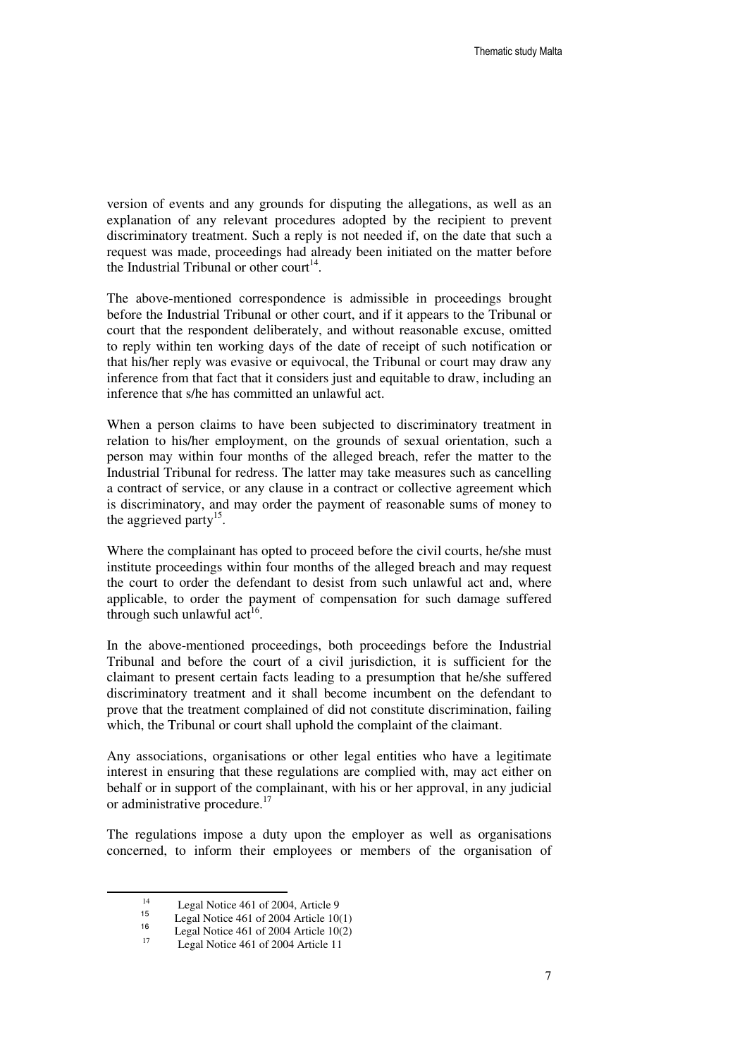version of events and any grounds for disputing the allegations, as well as an explanation of any relevant procedures adopted by the recipient to prevent discriminatory treatment. Such a reply is not needed if, on the date that such a request was made, proceedings had already been initiated on the matter before the Industrial Tribunal or other court[14].

The above-mentioned correspondence is admissible in proceedings brought before the Industrial Tribunal or other court, and if it appears to the Tribunal or court that the respondent deliberately, and without reasonable excuse, omitted to reply within ten working days of the date of receipt of such notification or that his/her reply was evasive or equivocal, the Tribunal or court may draw any inference from that fact that it considers just and equitable to draw, including an inference that s/he has committed an unlawful act.

When a person claims to have been subjected to discriminatory treatment in relation to his/her employment, on the grounds of sexual orientation, such a person may within four months of the alleged breach, refer the matter to the Industrial Tribunal for redress. The latter may take measures such as cancelling a contract of service, or any clause in a contract or collective agreement which is discriminatory, and may order the payment of reasonable sums of money to the aggrieved party[15].

Where the complainant has opted to proceed before the civil courts, he/she must institute proceedings within four months of the alleged breach and may request the court to order the defendant to desist from such unlawful act and, where applicable, to order the payment of compensation for such damage suffered through such unlawful act[16].

In the above-mentioned proceedings, both proceedings before the Industrial Tribunal and before the court of a civil jurisdiction, it is sufficient for the claimant to present certain facts leading to a presumption that he/she suffered discriminatory treatment and it shall become incumbent on the defendant to prove that the treatment complained of did not constitute discrimination, failing which, the Tribunal or court shall uphold the complaint of the claimant.

Any associations, organisations or other legal entities who have a legitimate interest in ensuring that these regulations are complied with, may act either on behalf or in support of the complainant, with his or her approval, in any judicial or administrative procedure.[17]

The regulations impose a duty upon the employer as well as organisations concerned, to inform their employees or members of the organisation of

---

[14] Legal Notice 461 of 2004, Article 9

[15] Legal Notice 461 of 2004 Article 10(1)

[16] Legal Notice 461 of 2004 Article 10(2)

[17] Legal Notice 461 of 2004 Article 11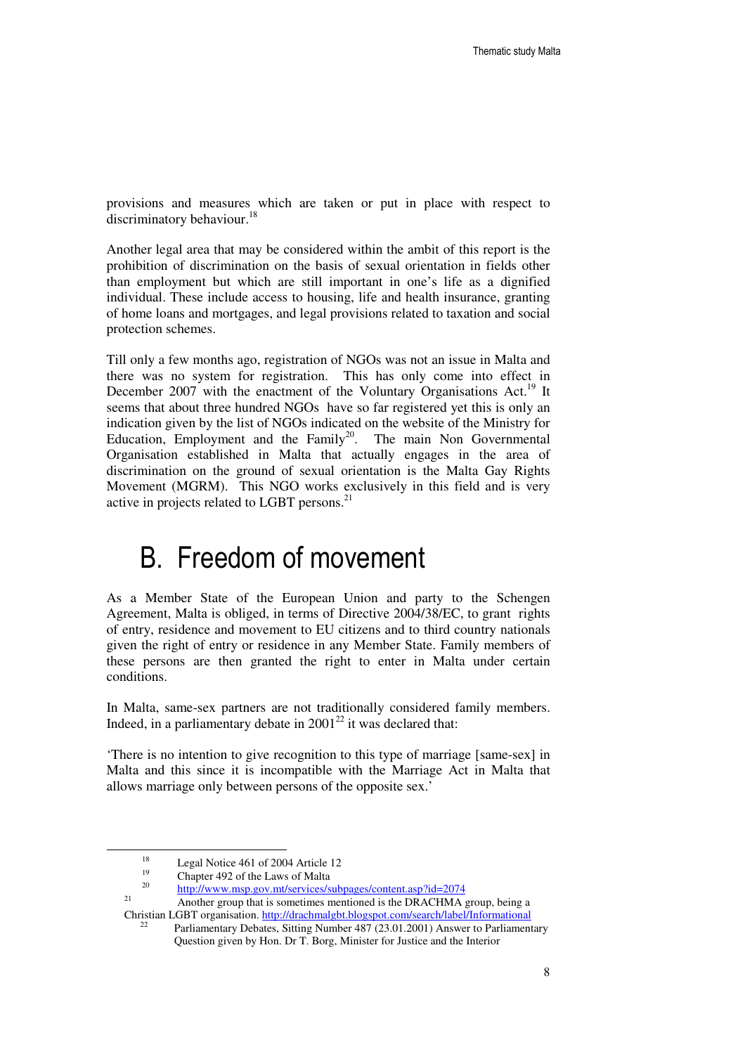provisions and measures which are taken or put in place with respect to discriminatory behaviour.[18]

Another legal area that may be considered within the ambit of this report is the prohibition of discrimination on the basis of sexual orientation in fields other than employment but which are still important in one's life as a dignified individual. These include access to housing, life and health insurance, granting of home loans and mortgages, and legal provisions related to taxation and social protection schemes.

Till only a few months ago, registration of NGOs was not an issue in Malta and there was no system for registration. This has only come into effect in December 2007 with the enactment of the Voluntary Organisations Act.[19] It seems that about three hundred NGOs have so far registered yet this is only an indication given by the list of NGOs indicated on the website of the Ministry for Education, Employment and the Family[20]. The main Non Governmental Organisation established in Malta that actually engages in the area of discrimination on the ground of sexual orientation is the Malta Gay Rights Movement (MGRM). This NGO works exclusively in this field and is very active in projects related to LGBT persons.[21]

# B. Freedom of movement

As a Member State of the European Union and party to the Schengen Agreement, Malta is obliged, in terms of Directive 2004/38/EC, to grant rights of entry, residence and movement to EU citizens and to third country nationals given the right of entry or residence in any Member State. Family members of these persons are then granted the right to enter in Malta under certain conditions.

In Malta, same-sex partners are not traditionally considered family members. Indeed, in a parliamentary debate in 2001[22] it was declared that:

'There is no intention to give recognition to this type of marriage [same-sex] in Malta and this since it is incompatible with the Marriage Act in Malta that allows marriage only between persons of the opposite sex.'

---

[18] Legal Notice 461 of 2004 Article 12

[19] Chapter 492 of the Laws of Malta

[20] http://www.msp.gov.mt/services/subpages/content.asp?id=2074

[21] Another group that is sometimes mentioned is the DRACHMA group, being a Christian LGBT organisation. http://drachmalgbt.blogspot.com/search/label/Informational

[22] Parliamentary Debates, Sitting Number 487 (23.01.2001) Answer to Parliamentary Question given by Hon. Dr T. Borg, Minister for Justice and the Interior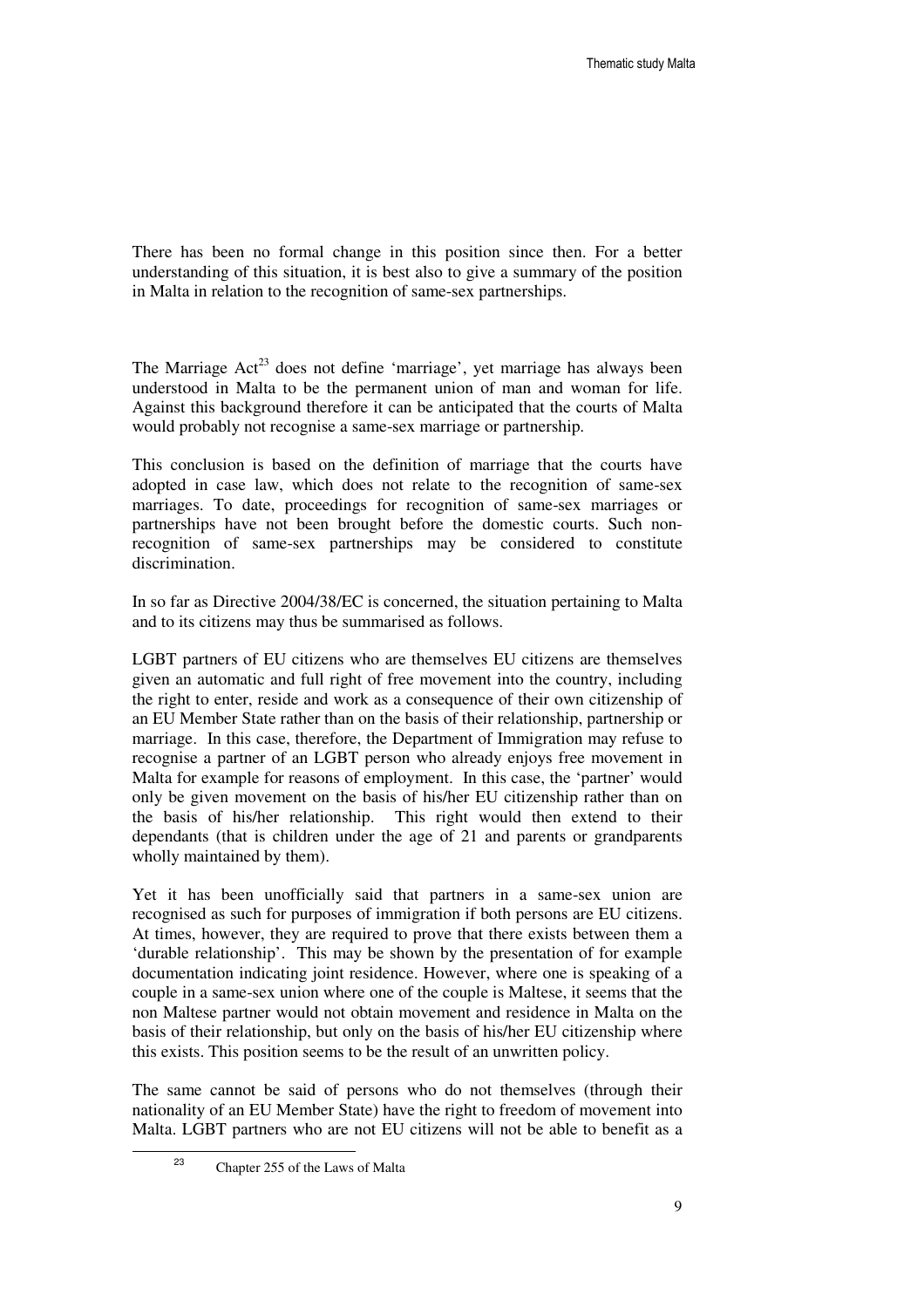There has been no formal change in this position since then. For a better understanding of this situation, it is best also to give a summary of the position in Malta in relation to the recognition of same-sex partnerships.

The Marriage Act[23] does not define 'marriage', yet marriage has always been understood in Malta to be the permanent union of man and woman for life. Against this background therefore it can be anticipated that the courts of Malta would probably not recognise a same-sex marriage or partnership.

This conclusion is based on the definition of marriage that the courts have adopted in case law, which does not relate to the recognition of same-sex marriages. To date, proceedings for recognition of same-sex marriages or partnerships have not been brought before the domestic courts. Such non-recognition of same-sex partnerships may be considered to constitute discrimination.

In so far as Directive 2004/38/EC is concerned, the situation pertaining to Malta and to its citizens may thus be summarised as follows.

LGBT partners of EU citizens who are themselves EU citizens are themselves given an automatic and full right of free movement into the country, including the right to enter, reside and work as a consequence of their own citizenship of an EU Member State rather than on the basis of their relationship, partnership or marriage. In this case, therefore, the Department of Immigration may refuse to recognise a partner of an LGBT person who already enjoys free movement in Malta for example for reasons of employment. In this case, the 'partner' would only be given movement on the basis of his/her EU citizenship rather than on the basis of his/her relationship. This right would then extend to their dependants (that is children under the age of 21 and parents or grandparents wholly maintained by them).

Yet it has been unofficially said that partners in a same-sex union are recognised as such for purposes of immigration if both persons are EU citizens. At times, however, they are required to prove that there exists between them a 'durable relationship'. This may be shown by the presentation of for example documentation indicating joint residence. However, where one is speaking of a couple in a same-sex union where one of the couple is Maltese, it seems that the non Maltese partner would not obtain movement and residence in Malta on the basis of their relationship, but only on the basis of his/her EU citizenship where this exists. This position seems to be the result of an unwritten policy.

The same cannot be said of persons who do not themselves (through their nationality of an EU Member State) have the right to freedom of movement into Malta. LGBT partners who are not EU citizens will not be able to benefit as a

[23] Chapter 255 of the Laws of Malta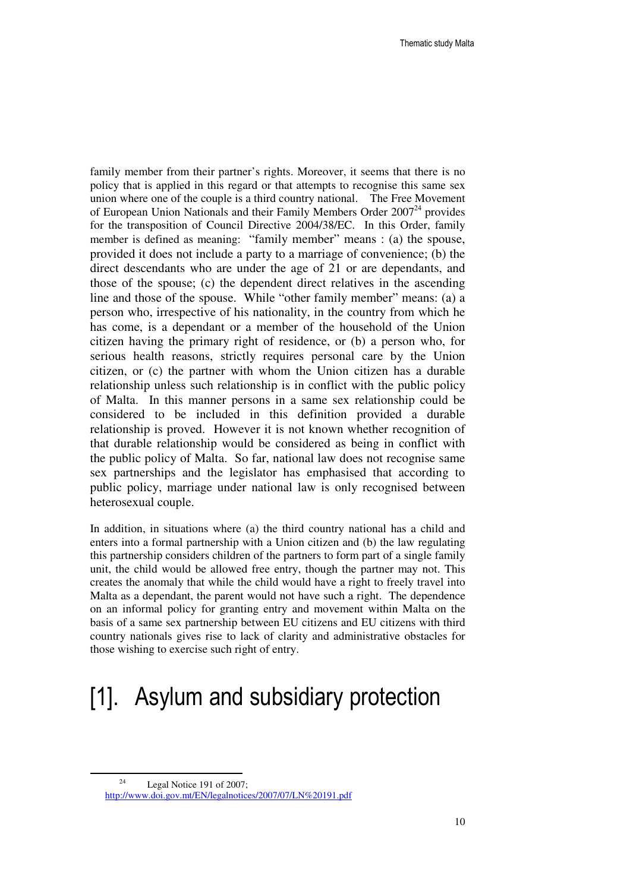family member from their partner's rights. Moreover, it seems that there is no policy that is applied in this regard or that attempts to recognise this same sex union where one of the couple is a third country national. The Free Movement of European Union Nationals and their Family Members Order 2007[24] provides for the transposition of Council Directive 2004/38/EC. In this Order, family member is defined as meaning: "family member" means : (a) the spouse, provided it does not include a party to a marriage of convenience; (b) the direct descendants who are under the age of 21 or are dependants, and those of the spouse; (c) the dependent direct relatives in the ascending line and those of the spouse. While "other family member" means: (a) a person who, irrespective of his nationality, in the country from which he has come, is a dependant or a member of the household of the Union citizen having the primary right of residence, or (b) a person who, for serious health reasons, strictly requires personal care by the Union citizen, or (c) the partner with whom the Union citizen has a durable relationship unless such relationship is in conflict with the public policy of Malta. In this manner persons in a same sex relationship could be considered to be included in this definition provided a durable relationship is proved. However it is not known whether recognition of that durable relationship would be considered as being in conflict with the public policy of Malta. So far, national law does not recognise same sex partnerships and the legislator has emphasised that according to public policy, marriage under national law is only recognised between heterosexual couple.

In addition, in situations where (a) the third country national has a child and enters into a formal partnership with a Union citizen and (b) the law regulating this partnership considers children of the partners to form part of a single family unit, the child would be allowed free entry, though the partner may not. This creates the anomaly that while the child would have a right to freely travel into Malta as a dependant, the parent would not have such a right. The dependence on an informal policy for granting entry and movement within Malta on the basis of a same sex partnership between EU citizens and EU citizens with third country nationals gives rise to lack of clarity and administrative obstacles for those wishing to exercise such right of entry.

# [1]. Asylum and subsidiary protection

[24] Legal Notice 191 of 2007; http://www.doi.gov.mt/EN/legalnotices/2007/07/LN%20191.pdf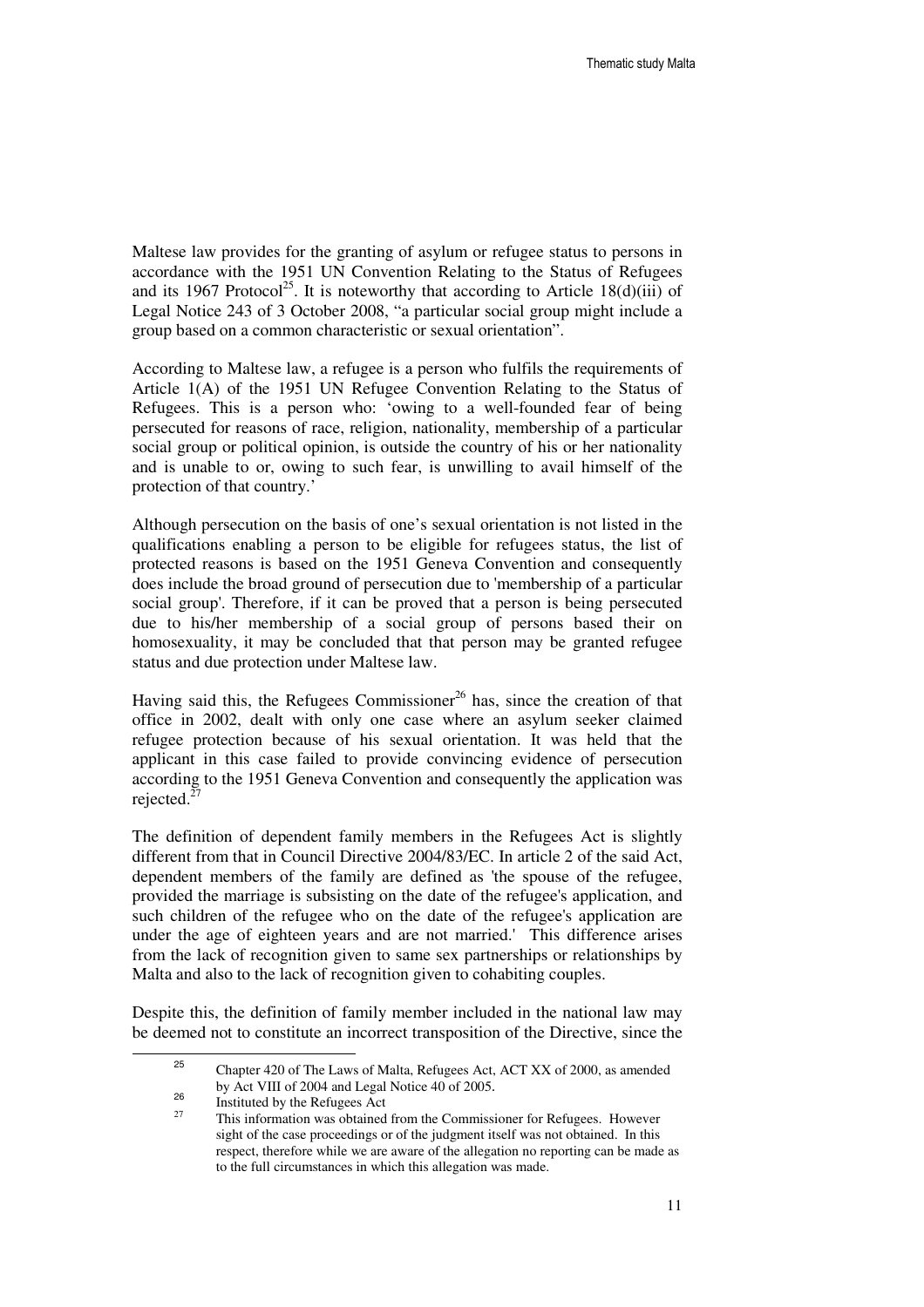Maltese law provides for the granting of asylum or refugee status to persons in accordance with the 1951 UN Convention Relating to the Status of Refugees and its 1967 Protocol[25]. It is noteworthy that according to Article 18(d)(iii) of Legal Notice 243 of 3 October 2008, "a particular social group might include a group based on a common characteristic or sexual orientation".

According to Maltese law, a refugee is a person who fulfils the requirements of Article 1(A) of the 1951 UN Refugee Convention Relating to the Status of Refugees. This is a person who: 'owing to a well-founded fear of being persecuted for reasons of race, religion, nationality, membership of a particular social group or political opinion, is outside the country of his or her nationality and is unable to or, owing to such fear, is unwilling to avail himself of the protection of that country.'

Although persecution on the basis of one's sexual orientation is not listed in the qualifications enabling a person to be eligible for refugees status, the list of protected reasons is based on the 1951 Geneva Convention and consequently does include the broad ground of persecution due to 'membership of a particular social group'. Therefore, if it can be proved that a person is being persecuted due to his/her membership of a social group of persons based their on homosexuality, it may be concluded that that person may be granted refugee status and due protection under Maltese law.

Having said this, the Refugees Commissioner[26] has, since the creation of that office in 2002, dealt with only one case where an asylum seeker claimed refugee protection because of his sexual orientation. It was held that the applicant in this case failed to provide convincing evidence of persecution according to the 1951 Geneva Convention and consequently the application was rejected.[27]

The definition of dependent family members in the Refugees Act is slightly different from that in Council Directive 2004/83/EC. In article 2 of the said Act, dependent members of the family are defined as 'the spouse of the refugee, provided the marriage is subsisting on the date of the refugee's application, and such children of the refugee who on the date of the refugee's application are under the age of eighteen years and are not married.' This difference arises from the lack of recognition given to same sex partnerships or relationships by Malta and also to the lack of recognition given to cohabiting couples.

Despite this, the definition of family member included in the national law may be deemed not to constitute an incorrect transposition of the Directive, since the

---

[25] Chapter 420 of The Laws of Malta, Refugees Act, ACT XX of 2000, as amended by Act VIII of 2004 and Legal Notice 40 of 2005.

[26] Instituted by the Refugees Act

[27] This information was obtained from the Commissioner for Refugees. However sight of the case proceedings or of the judgment itself was not obtained. In this respect, therefore while we are aware of the allegation no reporting can be made as to the full circumstances in which this allegation was made.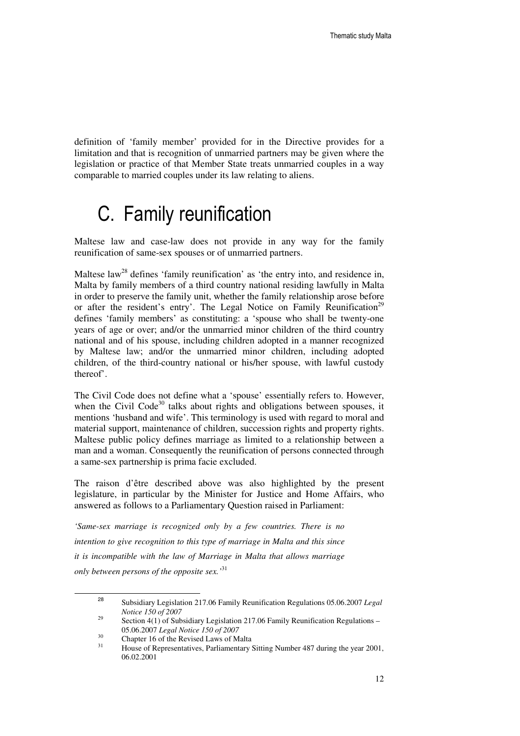definition of 'family member' provided for in the Directive provides for a limitation and that is recognition of unmarried partners may be given where the legislation or practice of that Member State treats unmarried couples in a way comparable to married couples under its law relating to aliens.

# C. Family reunification

Maltese law and case-law does not provide in any way for the family reunification of same-sex spouses or of unmarried partners.

Maltese law[28] defines 'family reunification' as 'the entry into, and residence in, Malta by family members of a third country national residing lawfully in Malta in order to preserve the family unit, whether the family relationship arose before or after the resident's entry'. The Legal Notice on Family Reunification[29] defines 'family members' as constituting: a 'spouse who shall be twenty-one years of age or over; and/or the unmarried minor children of the third country national and of his spouse, including children adopted in a manner recognized by Maltese law; and/or the unmarried minor children, including adopted children, of the third-country national or his/her spouse, with lawful custody thereof'.

The Civil Code does not define what a 'spouse' essentially refers to. However, when the Civil Code[30] talks about rights and obligations between spouses, it mentions 'husband and wife'. This terminology is used with regard to moral and material support, maintenance of children, succession rights and property rights. Maltese public policy defines marriage as limited to a relationship between a man and a woman. Consequently the reunification of persons connected through a same-sex partnership is prima facie excluded.

The raison d'être described above was also highlighted by the present legislature, in particular by the Minister for Justice and Home Affairs, who answered as follows to a Parliamentary Question raised in Parliament:

*'Same-sex marriage is recognized only by a few countries. There is no intention to give recognition to this type of marriage in Malta and this since it is incompatible with the law of Marriage in Malta that allows marriage only between persons of the opposite sex.'*[31]

---

[28] Subsidiary Legislation 217.06 Family Reunification Regulations 05.06.2007 *Legal Notice 150 of 2007*

[29] Section 4(1) of Subsidiary Legislation 217.06 Family Reunification Regulations – 05.06.2007 *Legal Notice 150 of 2007*

[30] Chapter 16 of the Revised Laws of Malta

[31] House of Representatives, Parliamentary Sitting Number 487 during the year 2001, 06.02.2001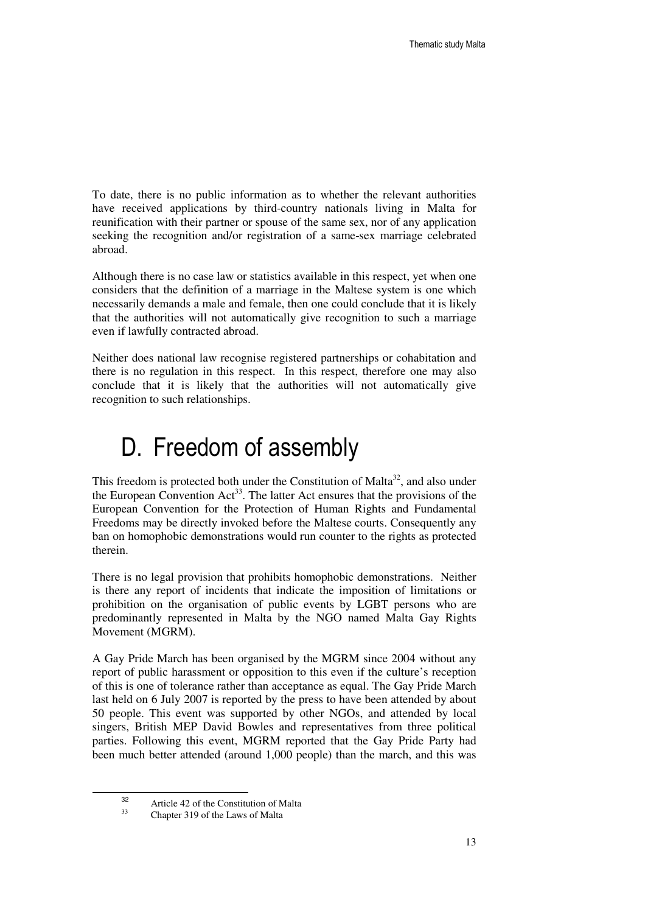To date, there is no public information as to whether the relevant authorities have received applications by third-country nationals living in Malta for reunification with their partner or spouse of the same sex, nor of any application seeking the recognition and/or registration of a same-sex marriage celebrated abroad.

Although there is no case law or statistics available in this respect, yet when one considers that the definition of a marriage in the Maltese system is one which necessarily demands a male and female, then one could conclude that it is likely that the authorities will not automatically give recognition to such a marriage even if lawfully contracted abroad.

Neither does national law recognise registered partnerships or cohabitation and there is no regulation in this respect. In this respect, therefore one may also conclude that it is likely that the authorities will not automatically give recognition to such relationships.

# D. Freedom of assembly

This freedom is protected both under the Constitution of Malta[32], and also under the European Convention Act[33]. The latter Act ensures that the provisions of the European Convention for the Protection of Human Rights and Fundamental Freedoms may be directly invoked before the Maltese courts. Consequently any ban on homophobic demonstrations would run counter to the rights as protected therein.

There is no legal provision that prohibits homophobic demonstrations. Neither is there any report of incidents that indicate the imposition of limitations or prohibition on the organisation of public events by LGBT persons who are predominantly represented in Malta by the NGO named Malta Gay Rights Movement (MGRM).

A Gay Pride March has been organised by the MGRM since 2004 without any report of public harassment or opposition to this even if the culture's reception of this is one of tolerance rather than acceptance as equal. The Gay Pride March last held on 6 July 2007 is reported by the press to have been attended by about 50 people. This event was supported by other NGOs, and attended by local singers, British MEP David Bowles and representatives from three political parties. Following this event, MGRM reported that the Gay Pride Party had been much better attended (around 1,000 people) than the march, and this was

[32] Article 42 of the Constitution of Malta

[33] Chapter 319 of the Laws of Malta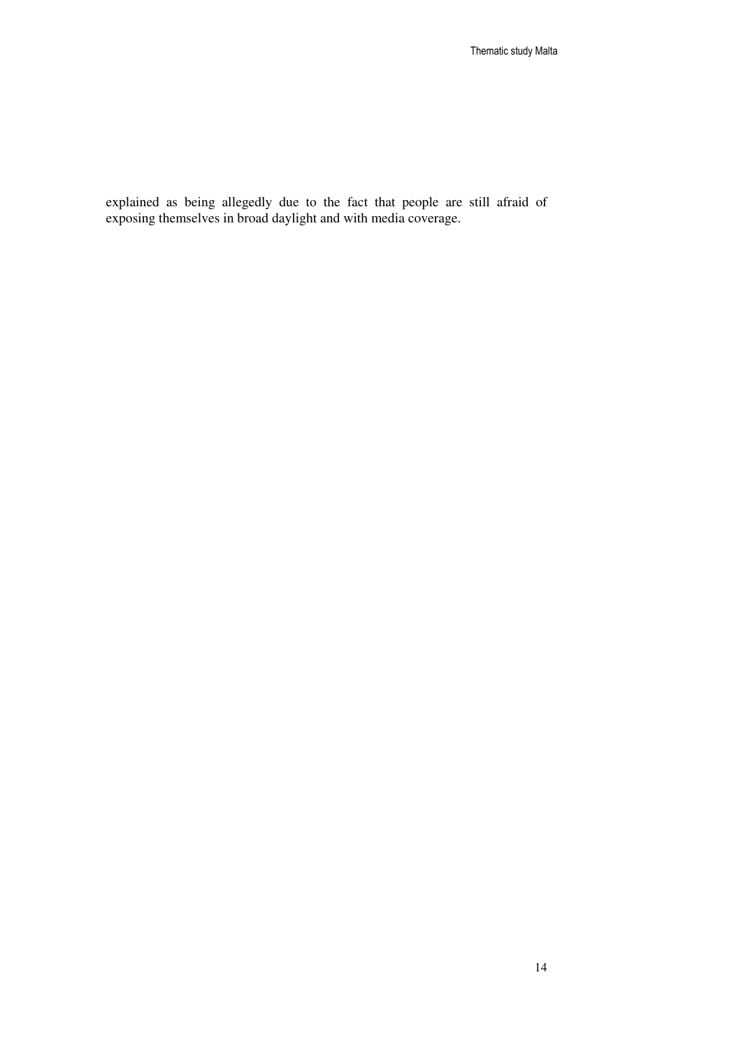explained as being allegedly due to the fact that people are still afraid of exposing themselves in broad daylight and with media coverage.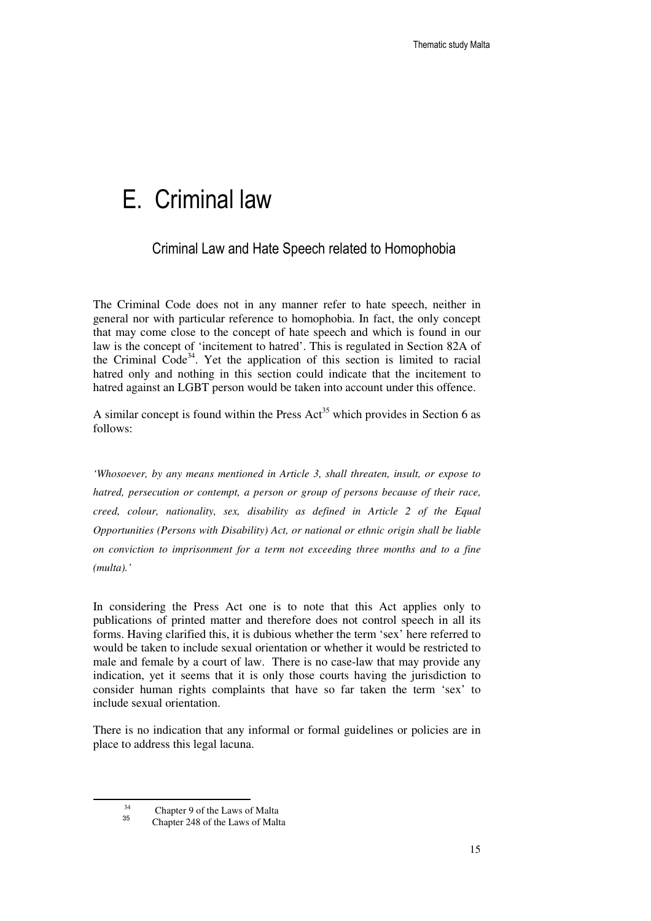# E. Criminal law

## Criminal Law and Hate Speech related to Homophobia

The Criminal Code does not in any manner refer to hate speech, neither in general nor with particular reference to homophobia. In fact, the only concept that may come close to the concept of hate speech and which is found in our law is the concept of 'incitement to hatred'. This is regulated in Section 82A of the Criminal Code[34]. Yet the application of this section is limited to racial hatred only and nothing in this section could indicate that the incitement to hatred against an LGBT person would be taken into account under this offence.

A similar concept is found within the Press Act[35] which provides in Section 6 as follows:

*'Whosoever, by any means mentioned in Article 3, shall threaten, insult, or expose to hatred, persecution or contempt, a person or group of persons because of their race, creed, colour, nationality, sex, disability as defined in Article 2 of the Equal Opportunities (Persons with Disability) Act, or national or ethnic origin shall be liable on conviction to imprisonment for a term not exceeding three months and to a fine (multa).'*

In considering the Press Act one is to note that this Act applies only to publications of printed matter and therefore does not control speech in all its forms. Having clarified this, it is dubious whether the term 'sex' here referred to would be taken to include sexual orientation or whether it would be restricted to male and female by a court of law. There is no case-law that may provide any indication, yet it seems that it is only those courts having the jurisdiction to consider human rights complaints that have so far taken the term 'sex' to include sexual orientation.

There is no indication that any informal or formal guidelines or policies are in place to address this legal lacuna.

---

[34] Chapter 9 of the Laws of Malta

[35] Chapter 248 of the Laws of Malta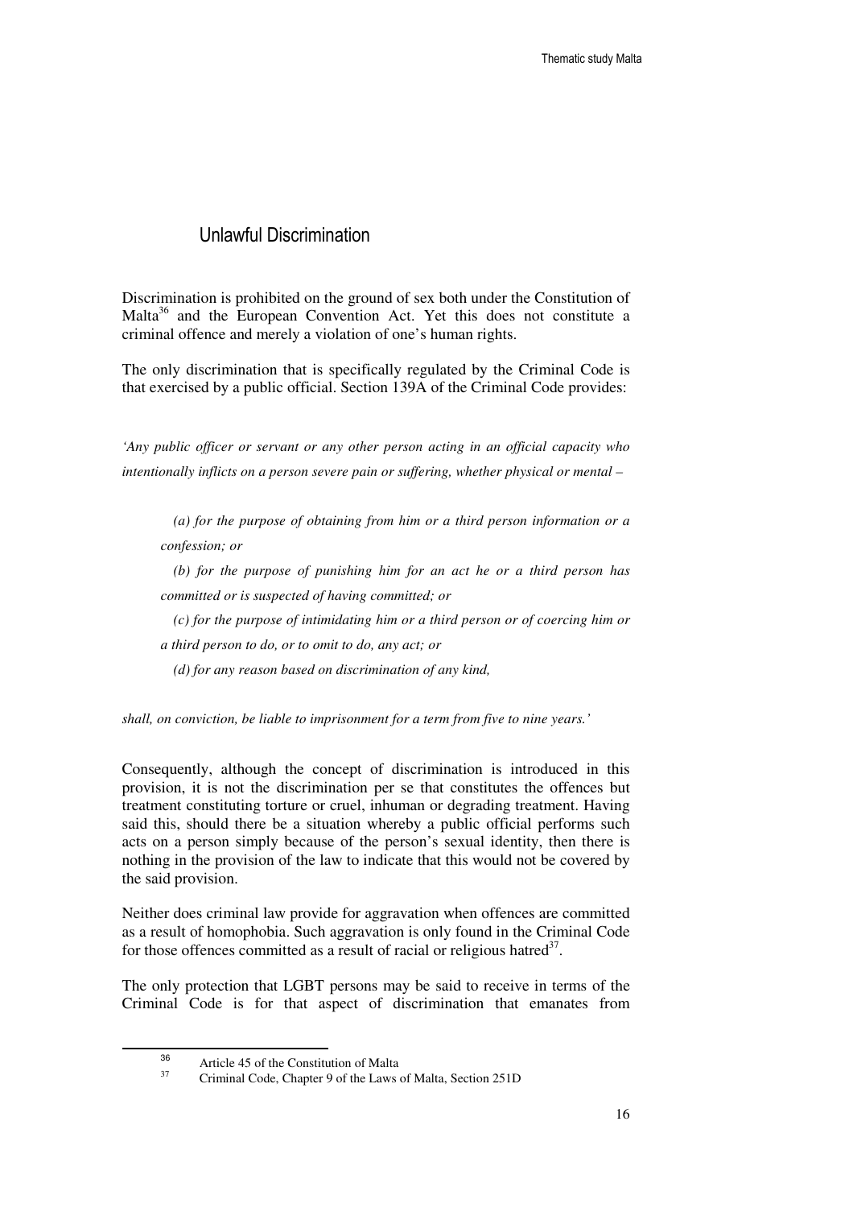## Unlawful Discrimination

Discrimination is prohibited on the ground of sex both under the Constitution of Malta[36] and the European Convention Act. Yet this does not constitute a criminal offence and merely a violation of one's human rights.

The only discrimination that is specifically regulated by the Criminal Code is that exercised by a public official. Section 139A of the Criminal Code provides:

*'Any public officer or servant or any other person acting in an official capacity who intentionally inflicts on a person severe pain or suffering, whether physical or mental –*

> *(a) for the purpose of obtaining from him or a third person information or a confession; or*
>
> *(b) for the purpose of punishing him for an act he or a third person has committed or is suspected of having committed; or*
>
> *(c) for the purpose of intimidating him or a third person or of coercing him or a third person to do, or to omit to do, any act; or*
>
> *(d) for any reason based on discrimination of any kind,*

*shall, on conviction, be liable to imprisonment for a term from five to nine years.'*

Consequently, although the concept of discrimination is introduced in this provision, it is not the discrimination per se that constitutes the offences but treatment constituting torture or cruel, inhuman or degrading treatment. Having said this, should there be a situation whereby a public official performs such acts on a person simply because of the person's sexual identity, then there is nothing in the provision of the law to indicate that this would not be covered by the said provision.

Neither does criminal law provide for aggravation when offences are committed as a result of homophobia. Such aggravation is only found in the Criminal Code for those offences committed as a result of racial or religious hatred[37].

The only protection that LGBT persons may be said to receive in terms of the Criminal Code is for that aspect of discrimination that emanates from

[36] Article 45 of the Constitution of Malta

[37] Criminal Code, Chapter 9 of the Laws of Malta, Section 251D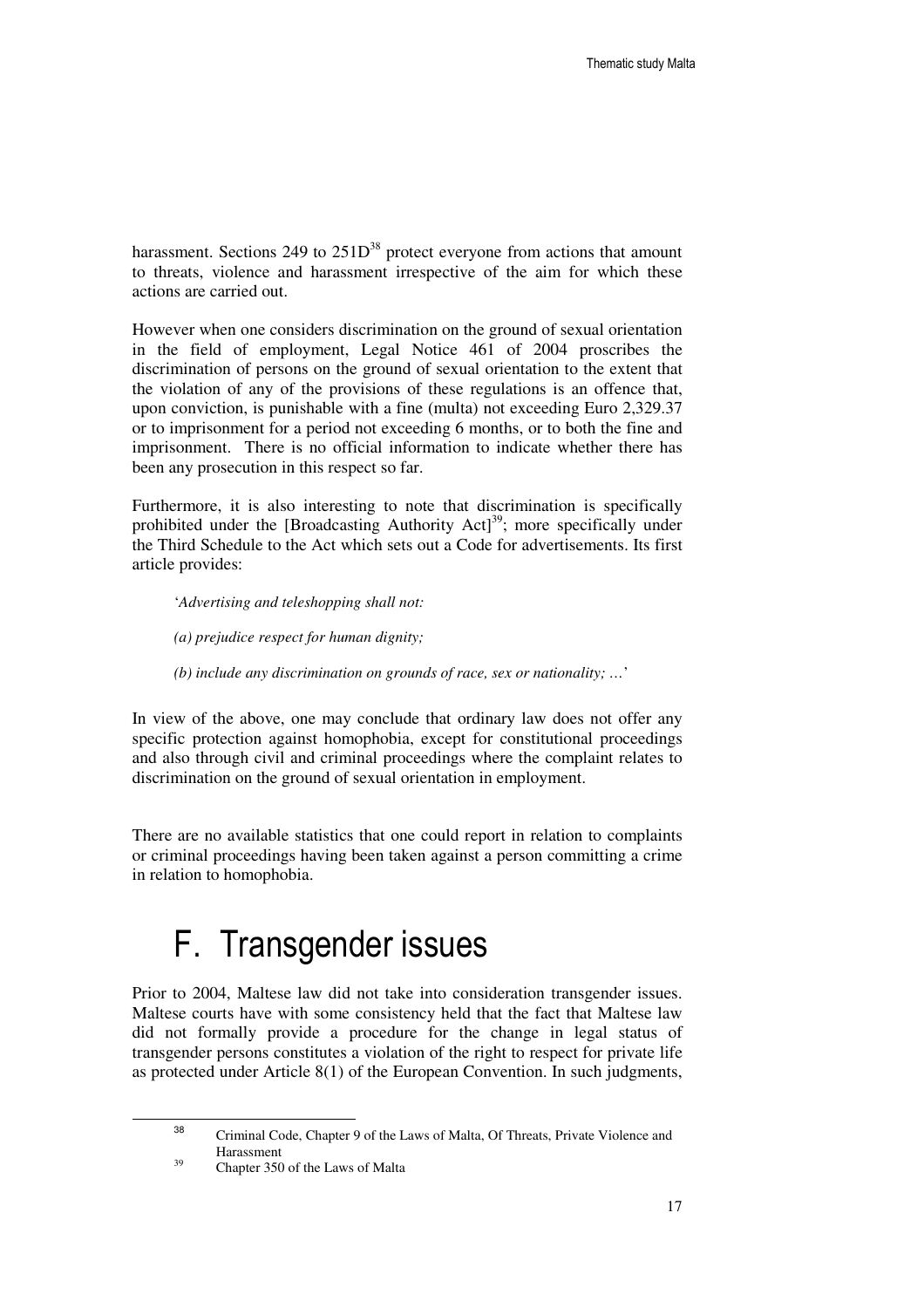harassment. Sections 249 to 251D[38] protect everyone from actions that amount to threats, violence and harassment irrespective of the aim for which these actions are carried out.

However when one considers discrimination on the ground of sexual orientation in the field of employment, Legal Notice 461 of 2004 proscribes the discrimination of persons on the ground of sexual orientation to the extent that the violation of any of the provisions of these regulations is an offence that, upon conviction, is punishable with a fine (multa) not exceeding Euro 2,329.37 or to imprisonment for a period not exceeding 6 months, or to both the fine and imprisonment. There is no official information to indicate whether there has been any prosecution in this respect so far.

Furthermore, it is also interesting to note that discrimination is specifically prohibited under the [Broadcasting Authority Act][39]; more specifically under the Third Schedule to the Act which sets out a Code for advertisements. Its first article provides:

> '*Advertising and teleshopping shall not:*
>
> *(a) prejudice respect for human dignity;*
>
> *(b) include any discrimination on grounds of race, sex or nationality; …*'

In view of the above, one may conclude that ordinary law does not offer any specific protection against homophobia, except for constitutional proceedings and also through civil and criminal proceedings where the complaint relates to discrimination on the ground of sexual orientation in employment.

There are no available statistics that one could report in relation to complaints or criminal proceedings having been taken against a person committing a crime in relation to homophobia.

# F. Transgender issues

Prior to 2004, Maltese law did not take into consideration transgender issues. Maltese courts have with some consistency held that the fact that Maltese law did not formally provide a procedure for the change in legal status of transgender persons constitutes a violation of the right to respect for private life as protected under Article 8(1) of the European Convention. In such judgments,

[38] Criminal Code, Chapter 9 of the Laws of Malta, Of Threats, Private Violence and Harassment

[39] Chapter 350 of the Laws of Malta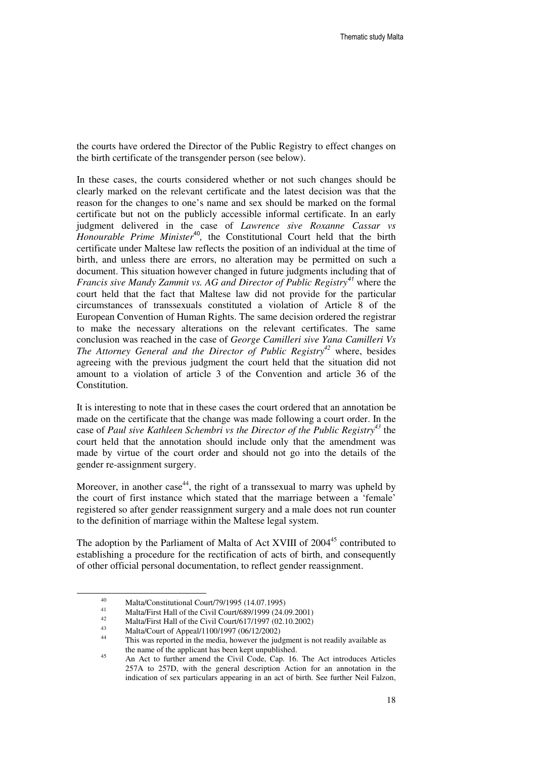the courts have ordered the Director of the Public Registry to effect changes on the birth certificate of the transgender person (see below).

In these cases, the courts considered whether or not such changes should be clearly marked on the relevant certificate and the latest decision was that the reason for the changes to one's name and sex should be marked on the formal certificate but not on the publicly accessible informal certificate. In an early judgment delivered in the case of *Lawrence sive Roxanne Cassar vs Honourable Prime Minister*[40], the Constitutional Court held that the birth certificate under Maltese law reflects the position of an individual at the time of birth, and unless there are errors, no alteration may be permitted on such a document. This situation however changed in future judgments including that of *Francis sive Mandy Zammit vs. AG and Director of Public Registry*[41] where the court held that the fact that Maltese law did not provide for the particular circumstances of transsexuals constituted a violation of Article 8 of the European Convention of Human Rights. The same decision ordered the registrar to make the necessary alterations on the relevant certificates. The same conclusion was reached in the case of *George Camilleri sive Yana Camilleri Vs The Attorney General and the Director of Public Registry*[42] where, besides agreeing with the previous judgment the court held that the situation did not amount to a violation of article 3 of the Convention and article 36 of the Constitution.

It is interesting to note that in these cases the court ordered that an annotation be made on the certificate that the change was made following a court order. In the case of *Paul sive Kathleen Schembri vs the Director of the Public Registry*[43] the court held that the annotation should include only that the amendment was made by virtue of the court order and should not go into the details of the gender re-assignment surgery.

Moreover, in another case[44], the right of a transsexual to marry was upheld by the court of first instance which stated that the marriage between a 'female' registered so after gender reassignment surgery and a male does not run counter to the definition of marriage within the Maltese legal system.

The adoption by the Parliament of Malta of Act XVIII of 2004[45] contributed to establishing a procedure for the rectification of acts of birth, and consequently of other official personal documentation, to reflect gender reassignment.

---

[40] Malta/Constitutional Court/79/1995 (14.07.1995)

[41] Malta/First Hall of the Civil Court/689/1999 (24.09.2001)

[42] Malta/First Hall of the Civil Court/617/1997 (02.10.2002)

[43] Malta/Court of Appeal/1100/1997 (06/12/2002)

[44] This was reported in the media, however the judgment is not readily available as the name of the applicant has been kept unpublished.

[45] An Act to further amend the Civil Code, Cap. 16. The Act introduces Articles 257A to 257D, with the general description Action for an annotation in the indication of sex particulars appearing in an act of birth. See further Neil Falzon,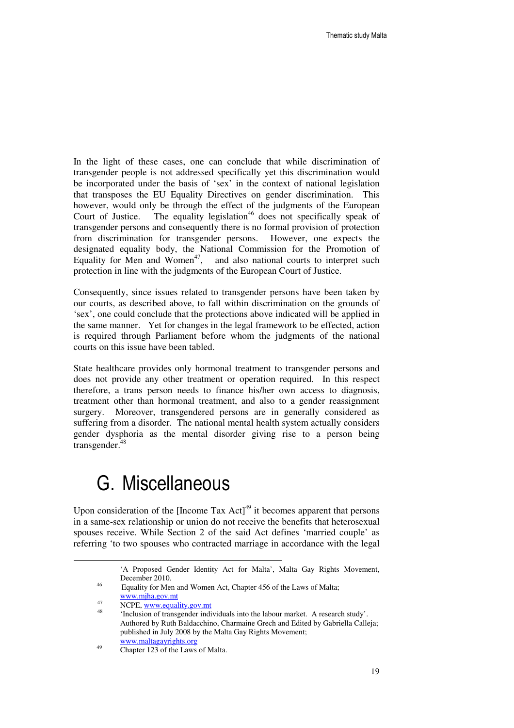In the light of these cases, one can conclude that while discrimination of transgender people is not addressed specifically yet this discrimination would be incorporated under the basis of 'sex' in the context of national legislation that transposes the EU Equality Directives on gender discrimination. This however, would only be through the effect of the judgments of the European Court of Justice. The equality legislation[46] does not specifically speak of transgender persons and consequently there is no formal provision of protection from discrimination for transgender persons. However, one expects the designated equality body, the National Commission for the Promotion of Equality for Men and Women[47], and also national courts to interpret such protection in line with the judgments of the European Court of Justice.

Consequently, since issues related to transgender persons have been taken by our courts, as described above, to fall within discrimination on the grounds of 'sex', one could conclude that the protections above indicated will be applied in the same manner. Yet for changes in the legal framework to be effected, action is required through Parliament before whom the judgments of the national courts on this issue have been tabled.

State healthcare provides only hormonal treatment to transgender persons and does not provide any other treatment or operation required. In this respect therefore, a trans person needs to finance his/her own access to diagnosis, treatment other than hormonal treatment, and also to a gender reassignment surgery. Moreover, transgendered persons are in generally considered as suffering from a disorder. The national mental health system actually considers gender dysphoria as the mental disorder giving rise to a person being transgender.[48]

# G. Miscellaneous

Upon consideration of the [Income Tax Act][49] it becomes apparent that persons in a same-sex relationship or union do not receive the benefits that heterosexual spouses receive. While Section 2 of the said Act defines 'married couple' as referring 'to two spouses who contracted marriage in accordance with the legal

---

'A Proposed Gender Identity Act for Malta', Malta Gay Rights Movement, December 2010.

[46] Equality for Men and Women Act, Chapter 456 of the Laws of Malta; www.mjha.gov.mt

[47] NCPE, www.equality.gov.mt

[48] 'Inclusion of transgender individuals into the labour market. A research study'. Authored by Ruth Baldacchino, Charmaine Grech and Edited by Gabriella Calleja; published in July 2008 by the Malta Gay Rights Movement; www.maltagayrights.org

[49] Chapter 123 of the Laws of Malta.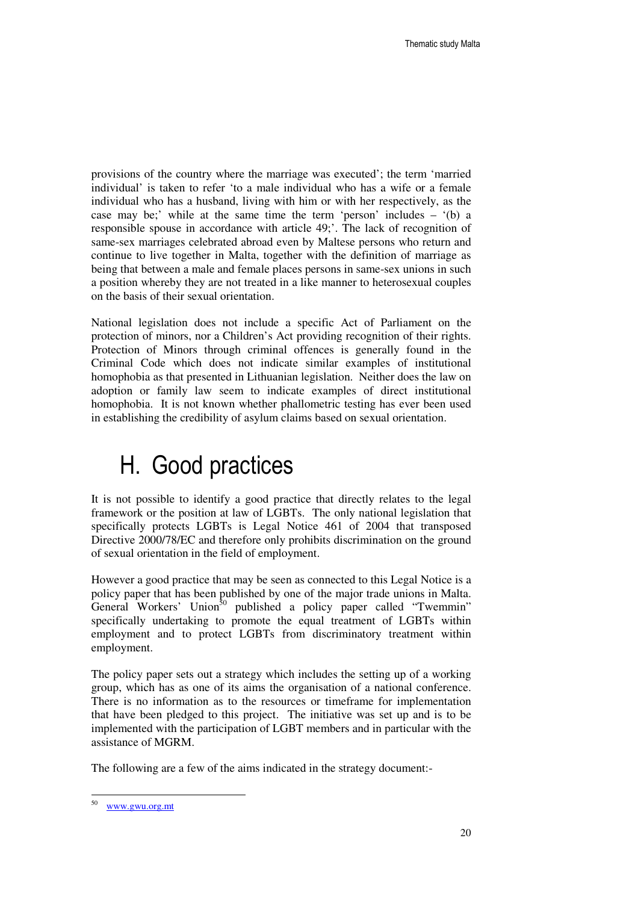provisions of the country where the marriage was executed'; the term 'married individual' is taken to refer 'to a male individual who has a wife or a female individual who has a husband, living with him or with her respectively, as the case may be;' while at the same time the term 'person' includes – '(b) a responsible spouse in accordance with article 49;'. The lack of recognition of same-sex marriages celebrated abroad even by Maltese persons who return and continue to live together in Malta, together with the definition of marriage as being that between a male and female places persons in same-sex unions in such a position whereby they are not treated in a like manner to heterosexual couples on the basis of their sexual orientation.

National legislation does not include a specific Act of Parliament on the protection of minors, nor a Children's Act providing recognition of their rights. Protection of Minors through criminal offences is generally found in the Criminal Code which does not indicate similar examples of institutional homophobia as that presented in Lithuanian legislation. Neither does the law on adoption or family law seem to indicate examples of direct institutional homophobia. It is not known whether phallometric testing has ever been used in establishing the credibility of asylum claims based on sexual orientation.

# H. Good practices

It is not possible to identify a good practice that directly relates to the legal framework or the position at law of LGBTs. The only national legislation that specifically protects LGBTs is Legal Notice 461 of 2004 that transposed Directive 2000/78/EC and therefore only prohibits discrimination on the ground of sexual orientation in the field of employment.

However a good practice that may be seen as connected to this Legal Notice is a policy paper that has been published by one of the major trade unions in Malta. General Workers' Union[50] published a policy paper called "Twemmin" specifically undertaking to promote the equal treatment of LGBTs within employment and to protect LGBTs from discriminatory treatment within employment.

The policy paper sets out a strategy which includes the setting up of a working group, which has as one of its aims the organisation of a national conference. There is no information as to the resources or timeframe for implementation that have been pledged to this project. The initiative was set up and is to be implemented with the participation of LGBT members and in particular with the assistance of MGRM.

The following are a few of the aims indicated in the strategy document:-

[50] www.gwu.org.mt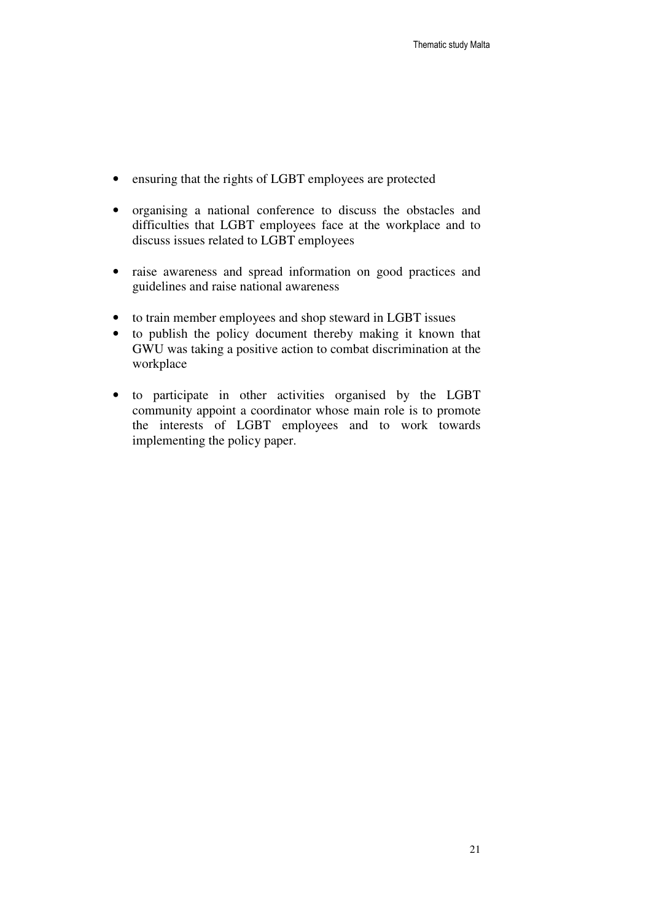- ensuring that the rights of LGBT employees are protected

- organising a national conference to discuss the obstacles and difficulties that LGBT employees face at the workplace and to discuss issues related to LGBT employees

- raise awareness and spread information on good practices and guidelines and raise national awareness

- to train member employees and shop steward in LGBT issues
- to publish the policy document thereby making it known that GWU was taking a positive action to combat discrimination at the workplace

- to participate in other activities organised by the LGBT community appoint a coordinator whose main role is to promote the interests of LGBT employees and to work towards implementing the policy paper.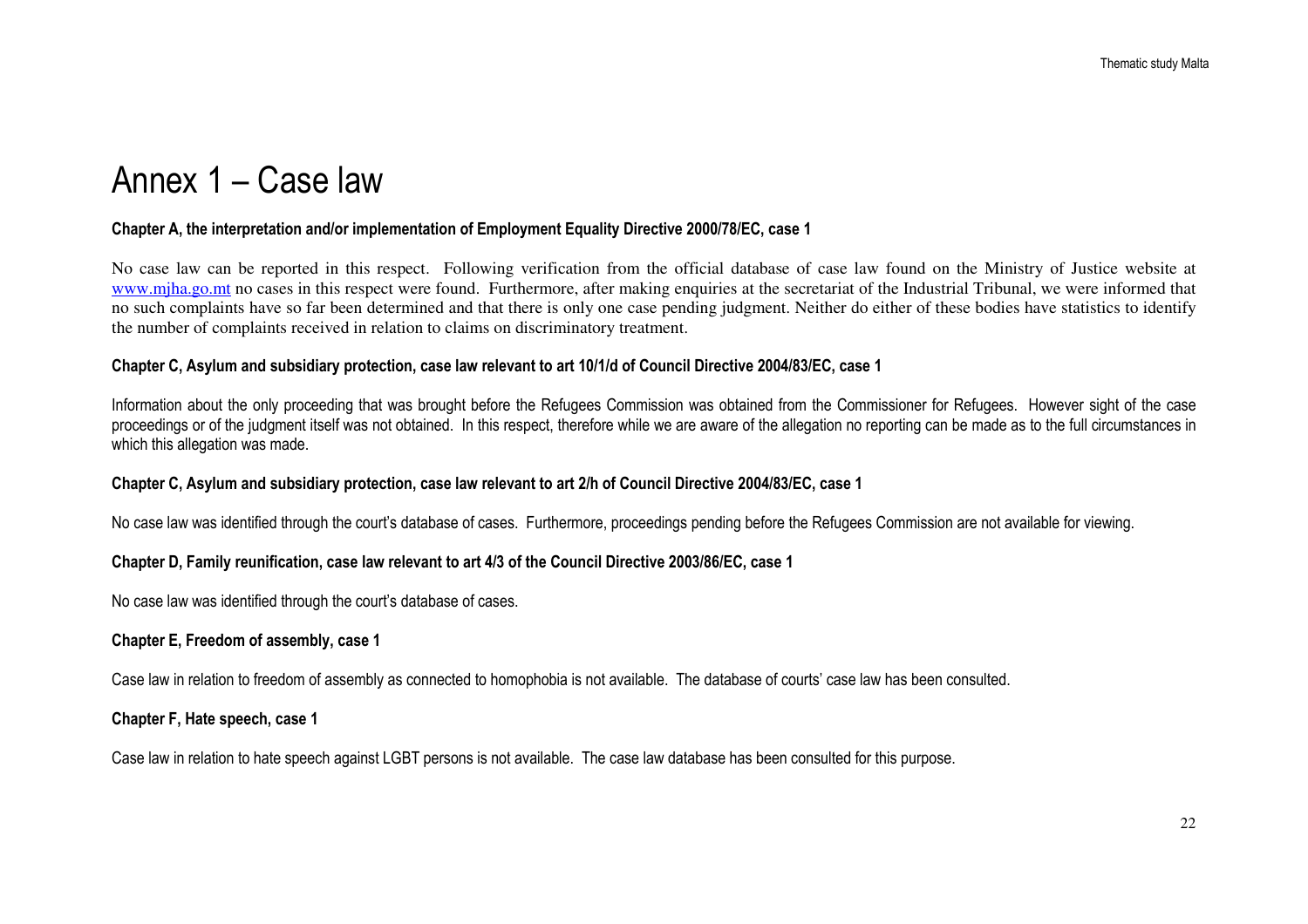# Annex 1 – Case law

**Chapter A, the interpretation and/or implementation of Employment Equality Directive 2000/78/EC, case 1**

No case law can be reported in this respect. Following verification from the official database of case law found on the Ministry of Justice website at [www.mjha.go.mt](http://www.mjha.go.mt) no cases in this respect were found. Furthermore, after making enquiries at the secretariat of the Industrial Tribunal, we were informed that no such complaints have so far been determined and that there is only one case pending judgment. Neither do either of these bodies have statistics to identify the number of complaints received in relation to claims on discriminatory treatment.

**Chapter C, Asylum and subsidiary protection, case law relevant to art 10/1/d of Council Directive 2004/83/EC, case 1**

Information about the only proceeding that was brought before the Refugees Commission was obtained from the Commissioner for Refugees. However sight of the case proceedings or of the judgment itself was not obtained. In this respect, therefore while we are aware of the allegation no reporting can be made as to the full circumstances in which this allegation was made.

**Chapter C, Asylum and subsidiary protection, case law relevant to art 2/h of Council Directive 2004/83/EC, case 1**

No case law was identified through the court's database of cases. Furthermore, proceedings pending before the Refugees Commission are not available for viewing.

**Chapter D, Family reunification, case law relevant to art 4/3 of the Council Directive 2003/86/EC, case 1**

No case law was identified through the court's database of cases.

**Chapter E, Freedom of assembly, case 1**

Case law in relation to freedom of assembly as connected to homophobia is not available. The database of courts' case law has been consulted.

**Chapter F, Hate speech, case 1**

Case law in relation to hate speech against LGBT persons is not available. The case law database has been consulted for this purpose.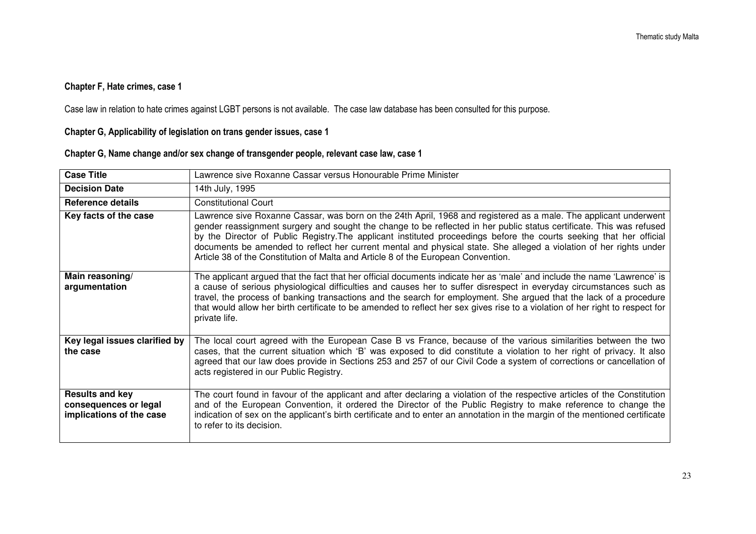### Chapter F, Hate crimes, case 1

Case law in relation to hate crimes against LGBT persons is not available. The case law database has been consulted for this purpose.

### Chapter G, Applicability of legislation on trans gender issues, case 1

### Chapter G, Name change and/or sex change of transgender people, relevant case law, case 1

| **Case Title** | Lawrence sive Roxanne Cassar versus Honourable Prime Minister |
|---|---|
| **Decision Date** | 14th July, 1995 |
| **Reference details** | Constitutional Court |
| **Key facts of the case** | Lawrence sive Roxanne Cassar, was born on the 24th April, 1968 and registered as a male. The applicant underwent gender reassignment surgery and sought the change to be reflected in her public status certificate. This was refused by the Director of Public Registry.The applicant instituted proceedings before the courts seeking that her official documents be amended to reflect her current mental and physical state. She alleged a violation of her rights under Article 38 of the Constitution of Malta and Article 8 of the European Convention. |
| **Main reasoning/ argumentation** | The applicant argued that the fact that her official documents indicate her as 'male' and include the name 'Lawrence' is a cause of serious physiological difficulties and causes her to suffer disrespect in everyday circumstances such as travel, the process of banking transactions and the search for employment. She argued that the lack of a procedure that would allow her birth certificate to be amended to reflect her sex gives rise to a violation of her right to respect for private life. |
| **Key legal issues clarified by the case** | The local court agreed with the European Case B vs France, because of the various similarities between the two cases, that the current situation which 'B' was exposed to did constitute a violation to her right of privacy. It also agreed that our law does provide in Sections 253 and 257 of our Civil Code a system of corrections or cancellation of acts registered in our Public Registry. |
| **Results and key consequences or legal implications of the case** | The court found in favour of the applicant and after declaring a violation of the respective articles of the Constitution and of the European Convention, it ordered the Director of the Public Registry to make reference to change the indication of sex on the applicant's birth certificate and to enter an annotation in the margin of the mentioned certificate to refer to its decision. |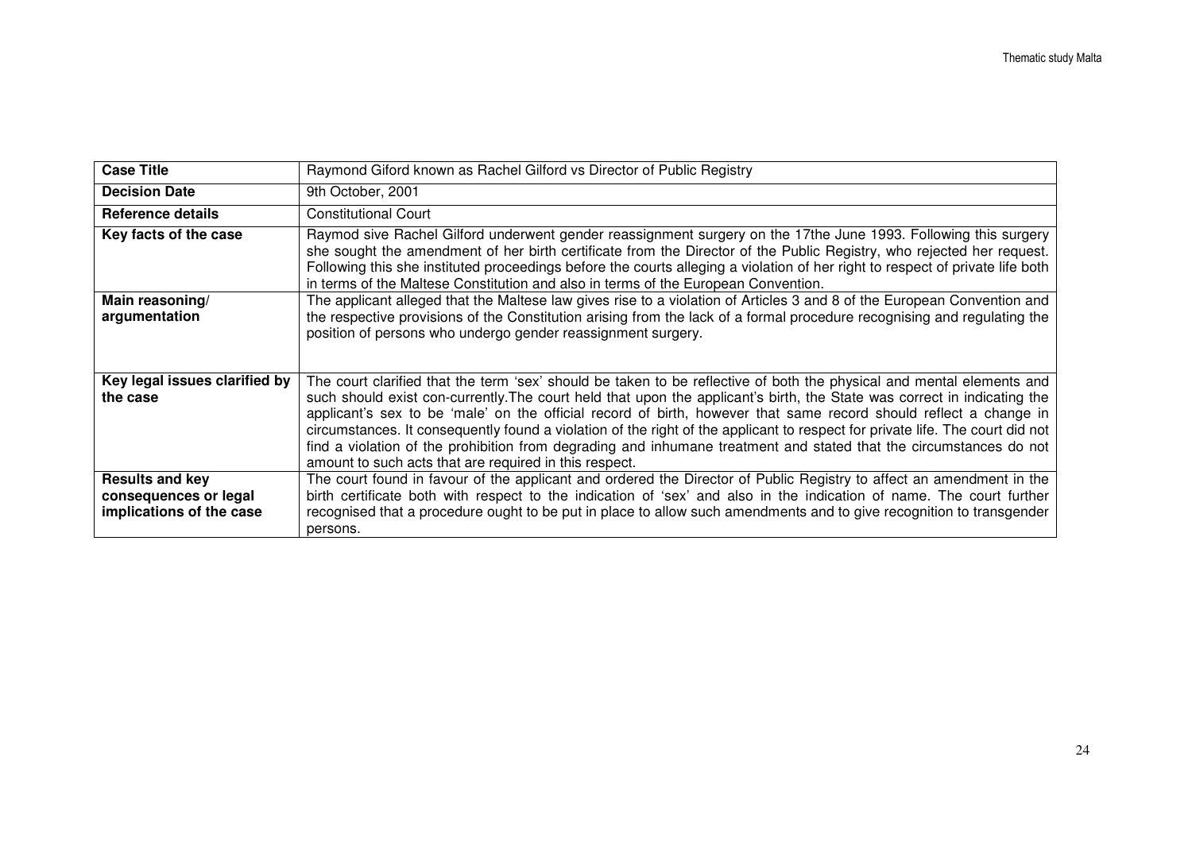| **Case Title** | Raymond Giford known as Rachel Gilford vs Director of Public Registry |
|---|---|
| **Decision Date** | 9th October, 2001 |
| **Reference details** | Constitutional Court |
| **Key facts of the case** | Raymod sive Rachel Gilford underwent gender reassignment surgery on the 17the June 1993. Following this surgery she sought the amendment of her birth certificate from the Director of the Public Registry, who rejected her request. Following this she instituted proceedings before the courts alleging a violation of her right to respect of private life both in terms of the Maltese Constitution and also in terms of the European Convention. |
| **Main reasoning/ argumentation** | The applicant alleged that the Maltese law gives rise to a violation of Articles 3 and 8 of the European Convention and the respective provisions of the Constitution arising from the lack of a formal procedure recognising and regulating the position of persons who undergo gender reassignment surgery. |
| **Key legal issues clarified by the case** | The court clarified that the term 'sex' should be taken to be reflective of both the physical and mental elements and such should exist con-currently.The court held that upon the applicant's birth, the State was correct in indicating the applicant's sex to be 'male' on the official record of birth, however that same record should reflect a change in circumstances. It consequently found a violation of the right of the applicant to respect for private life. The court did not find a violation of the prohibition from degrading and inhumane treatment and stated that the circumstances do not amount to such acts that are required in this respect. |
| **Results and key consequences or legal implications of the case** | The court found in favour of the applicant and ordered the Director of Public Registry to affect an amendment in the birth certificate both with respect to the indication of 'sex' and also in the indication of name. The court further recognised that a procedure ought to be put in place to allow such amendments and to give recognition to transgender persons. |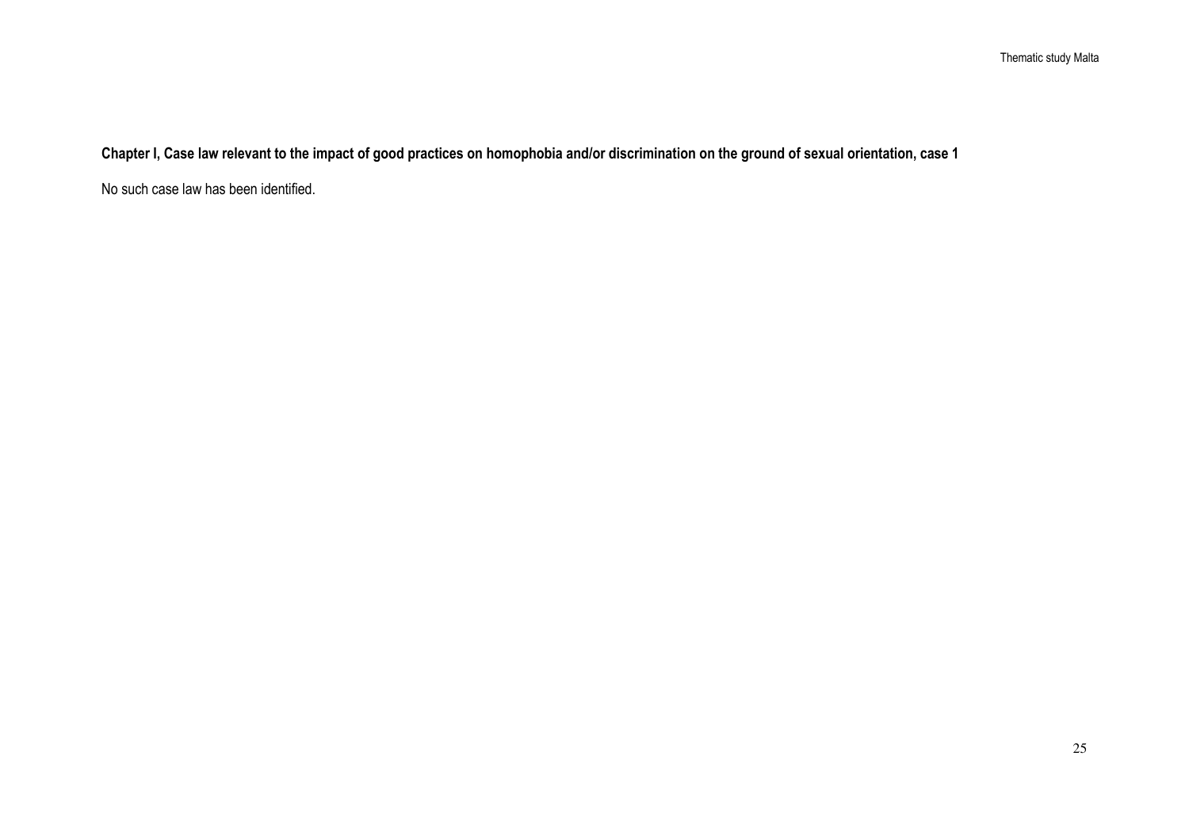**Chapter I, Case law relevant to the impact of good practices on homophobia and/or discrimination on the ground of sexual orientation, case 1**

No such case law has been identified.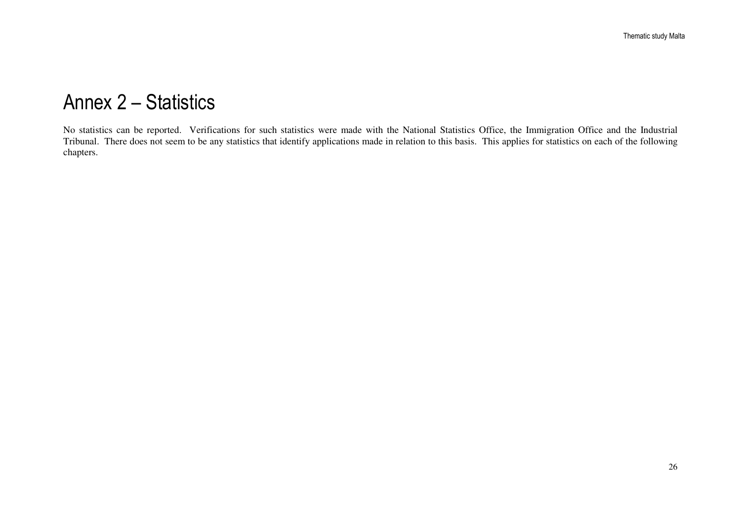# Annex 2 – Statistics

No statistics can be reported. Verifications for such statistics were made with the National Statistics Office, the Immigration Office and the Industrial Tribunal. There does not seem to be any statistics that identify applications made in relation to this basis. This applies for statistics on each of the following chapters.